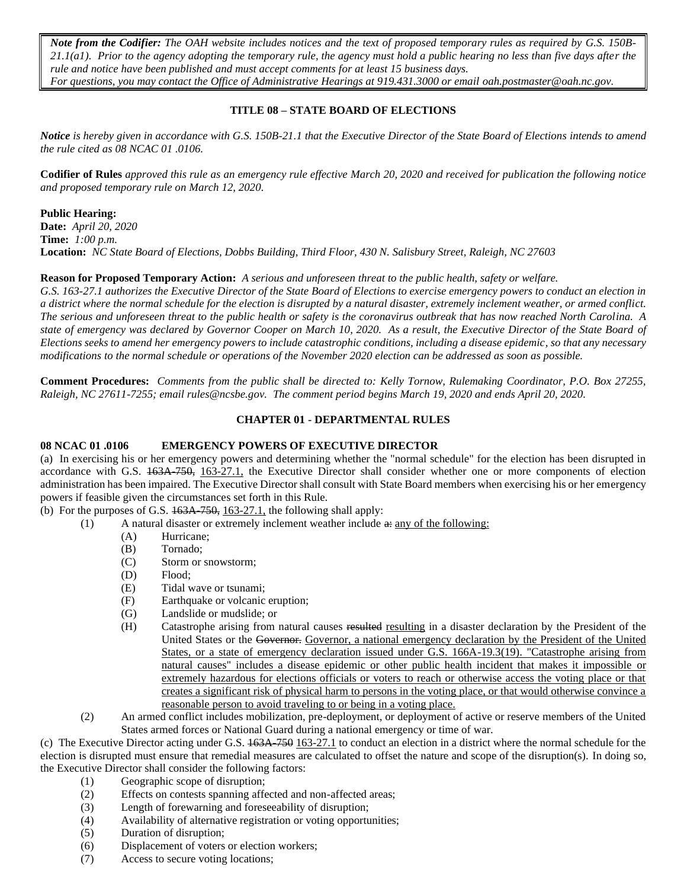*Note from the Codifier: The OAH website includes notices and the text of proposed temporary rules as required by G.S. 150B-21.1(a1). Prior to the agency adopting the temporary rule, the agency must hold a public hearing no less than five days after the rule and notice have been published and must accept comments for at least 15 business days.*
*For questions, you may contact the Office of Administrative Hearings at 919.431.3000 or email oah.postmaster@oah.nc.gov.*

## TITLE 08 – STATE BOARD OF ELECTIONS

***Notice** is hereby given in accordance with G.S. 150B-21.1 that the Executive Director of the State Board of Elections intends to amend the rule cited as 08 NCAC 01 .0106.*

**Codifier of Rules** *approved this rule as an emergency rule effective March 20, 2020 and received for publication the following notice and proposed temporary rule on March 12, 2020.*

**Public Hearing:**
**Date:** *April 20, 2020*
**Time:** *1:00 p.m.*
**Location:** *NC State Board of Elections, Dobbs Building, Third Floor, 430 N. Salisbury Street, Raleigh, NC 27603*

**Reason for Proposed Temporary Action:** *A serious and unforeseen threat to the public health, safety or welfare.*
*G.S. 163-27.1 authorizes the Executive Director of the State Board of Elections to exercise emergency powers to conduct an election in a district where the normal schedule for the election is disrupted by a natural disaster, extremely inclement weather, or armed conflict. The serious and unforeseen threat to the public health or safety is the coronavirus outbreak that has now reached North Carolina. A state of emergency was declared by Governor Cooper on March 10, 2020. As a result, the Executive Director of the State Board of Elections seeks to amend her emergency powers to include catastrophic conditions, including a disease epidemic, so that any necessary modifications to the normal schedule or operations of the November 2020 election can be addressed as soon as possible.*

**Comment Procedures:** *Comments from the public shall be directed to: Kelly Tornow, Rulemaking Coordinator, P.O. Box 27255, Raleigh, NC 27611-7255; email rules@ncsbe.gov. The comment period begins March 19, 2020 and ends April 20, 2020.*

## CHAPTER 01 - DEPARTMENTAL RULES

### 08 NCAC 01 .0106 EMERGENCY POWERS OF EXECUTIVE DIRECTOR

(a) In exercising his or her emergency powers and determining whether the "normal schedule" for the election has been disrupted in accordance with G.S. ~~163A-750,~~ <u>163-27.1,</u> the Executive Director shall consider whether one or more components of election administration has been impaired. The Executive Director shall consult with State Board members when exercising his or her emergency powers if feasible given the circumstances set forth in this Rule.

(b) For the purposes of G.S. ~~163A-750,~~ <u>163-27.1,</u> the following shall apply:

- (1) A natural disaster or extremely inclement weather include ~~a:~~ <u>any of the following:</u>
  - (A) Hurricane;
  - (B) Tornado;
  - (C) Storm or snowstorm;
  - (D) Flood;
  - (E) Tidal wave or tsunami;
  - (F) Earthquake or volcanic eruption;
  - (G) Landslide or mudslide; or
  - (H) Catastrophe arising from natural causes ~~resulted~~ <u>resulting</u> in a disaster declaration by the President of the United States or the ~~Governor.~~ <u>Governor, a national emergency declaration by the President of the United States, or a state of emergency declaration issued under G.S. 166A-19.3(19). "Catastrophe arising from natural causes" includes a disease epidemic or other public health incident that makes it impossible or extremely hazardous for elections officials or voters to reach or otherwise access the voting place or that creates a significant risk of physical harm to persons in the voting place, or that would otherwise convince a reasonable person to avoid traveling to or being in a voting place.</u>
- (2) An armed conflict includes mobilization, pre-deployment, or deployment of active or reserve members of the United States armed forces or National Guard during a national emergency or time of war.

(c) The Executive Director acting under G.S. ~~163A-750~~ <u>163-27.1</u> to conduct an election in a district where the normal schedule for the election is disrupted must ensure that remedial measures are calculated to offset the nature and scope of the disruption(s). In doing so, the Executive Director shall consider the following factors:

- (1) Geographic scope of disruption;
- (2) Effects on contests spanning affected and non-affected areas;
- (3) Length of forewarning and foreseeability of disruption;
- (4) Availability of alternative registration or voting opportunities;
- (5) Duration of disruption;
- (6) Displacement of voters or election workers;
- (7) Access to secure voting locations;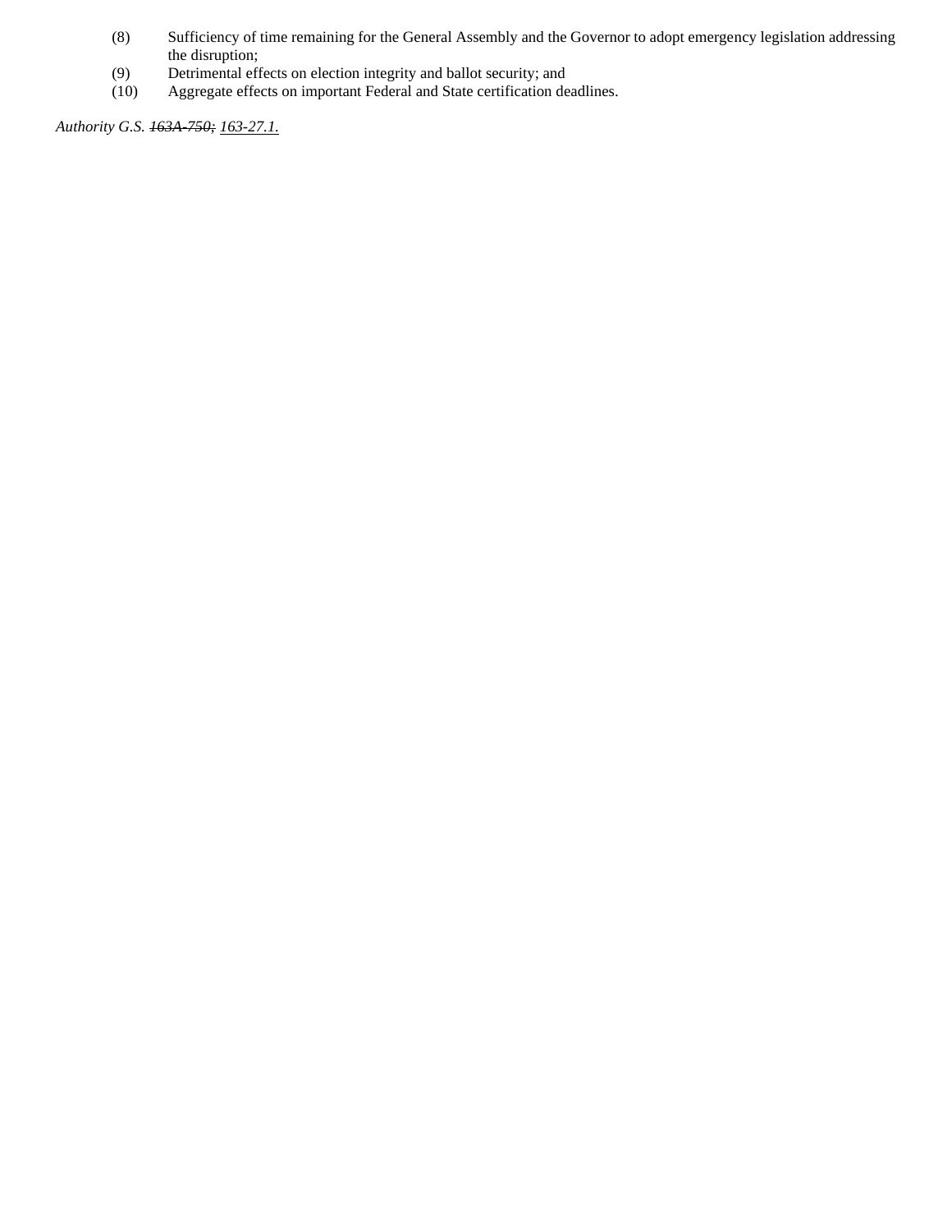(8) Sufficiency of time remaining for the General Assembly and the Governor to adopt emergency legislation addressing the disruption;

(9) Detrimental effects on election integrity and ballot security; and

(10) Aggregate effects on important Federal and State certification deadlines.

*Authority G.S. ~~163A-750;~~ 163-27.1.*